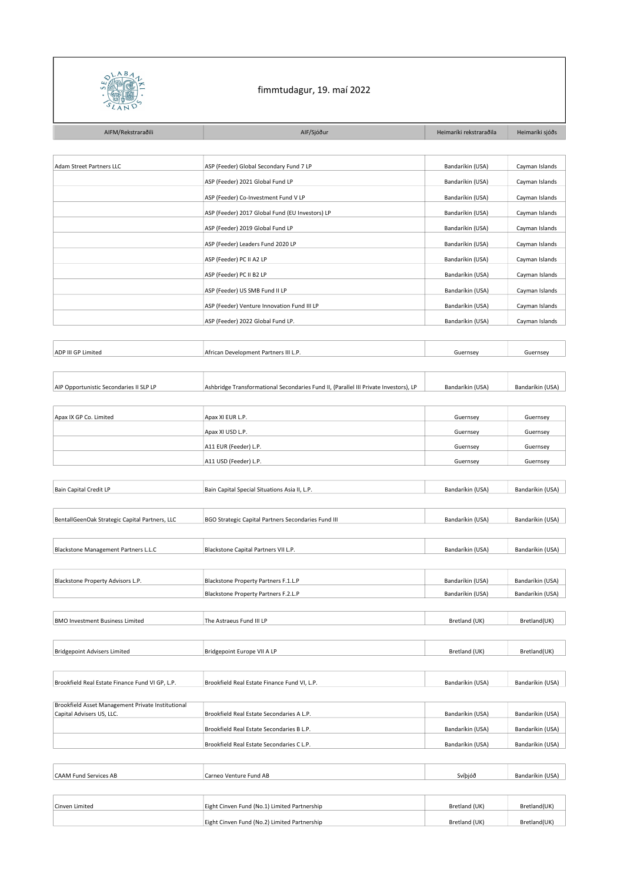fimmtudagur, 19. maí 2022

| AIFM/Rekstraraðili | AIF/Sjóður | Heimaríki rekstraraðila | Heimaríki sjóðs |
|---|---|---|---|
| Adam Street Partners LLC | ASP (Feeder) Global Secondary Fund 7 LP | Bandaríkin (USA) | Cayman Islands |
| | ASP (Feeder) 2021 Global Fund LP | Bandaríkin (USA) | Cayman Islands |
| | ASP (Feeder) Co-Investment Fund V LP | Bandaríkin (USA) | Cayman Islands |
| | ASP (Feeder) 2017 Global Fund (EU Investors) LP | Bandaríkin (USA) | Cayman Islands |
| | ASP (Feeder) 2019 Global Fund LP | Bandaríkin (USA) | Cayman Islands |
| | ASP (Feeder) Leaders Fund 2020 LP | Bandaríkin (USA) | Cayman Islands |
| | ASP (Feeder) PC II A2 LP | Bandaríkin (USA) | Cayman Islands |
| | ASP (Feeder) PC II B2 LP | Bandaríkin (USA) | Cayman Islands |
| | ASP (Feeder) US SMB Fund II LP | Bandaríkin (USA) | Cayman Islands |
| | ASP (Feeder) Venture Innovation Fund III LP | Bandaríkin (USA) | Cayman Islands |
| | ASP (Feeder) 2022 Global Fund LP. | Bandaríkin (USA) | Cayman Islands |
| ADP III GP Limited | African Development Partners III L.P. | Guernsey | Guernsey |
| AIP Opportunistic Secondaries II SLP LP | Ashbridge Transformational Secondaries Fund II, (Parallel III Private Investors), LP | Bandaríkin (USA) | Bandaríkin (USA) |
| Apax IX GP Co. Limited | Apax XI EUR L.P. | Guernsey | Guernsey |
| | Apax XI USD L.P. | Guernsey | Guernsey |
| | A11 EUR (Feeder) L.P. | Guernsey | Guernsey |
| | A11 USD (Feeder) L.P. | Guernsey | Guernsey |
| Bain Capital Credit LP | Bain Capital Special Situations Asia II, L.P. | Bandaríkin (USA) | Bandaríkin (USA) |
| BentallGeenOak Strategic Capital Partners, LLC | BGO Strategic Capital Partners Secondaries Fund III | Bandaríkin (USA) | Bandaríkin (USA) |
| Blackstone Management Partners L.L.C | Blackstone Capital Partners VII L.P. | Bandaríkin (USA) | Bandaríkin (USA) |
| Blackstone Property Advisors L.P. | Blackstone Property Partners F.1.L.P | Bandaríkin (USA) | Bandaríkin (USA) |
| | Blackstone Property Partners F.2.L.P | Bandaríkin (USA) | Bandaríkin (USA) |
| BMO Investment Business Limited | The Astraeus Fund III LP | Bretland (UK) | Bretland(UK) |
| Bridgepoint Advisers Limited | Bridgepoint Europe VII A LP | Bretland (UK) | Bretland(UK) |
| Brookfield Real Estate Finance Fund VI GP, L.P. | Brookfield Real Estate Finance Fund VI, L.P. | Bandaríkin (USA) | Bandaríkin (USA) |
| Brookfield Asset Management Private Institutional Capital Advisers US, LLC. | Brookfield Real Estate Secondaries A L.P. | Bandaríkin (USA) | Bandaríkin (USA) |
| | Brookfield Real Estate Secondaries B L.P. | Bandaríkin (USA) | Bandaríkin (USA) |
| | Brookfield Real Estate Secondaries C L.P. | Bandaríkin (USA) | Bandaríkin (USA) |
| CAAM Fund Services AB | Carneo Venture Fund AB | Svíþjóð | Bandaríkin (USA) |
| Cinven Limited | Eight Cinven Fund (No.1) Limited Partnership | Bretland (UK) | Bretland(UK) |
| | Eight Cinven Fund (No.2) Limited Partnership | Bretland (UK) | Bretland(UK) |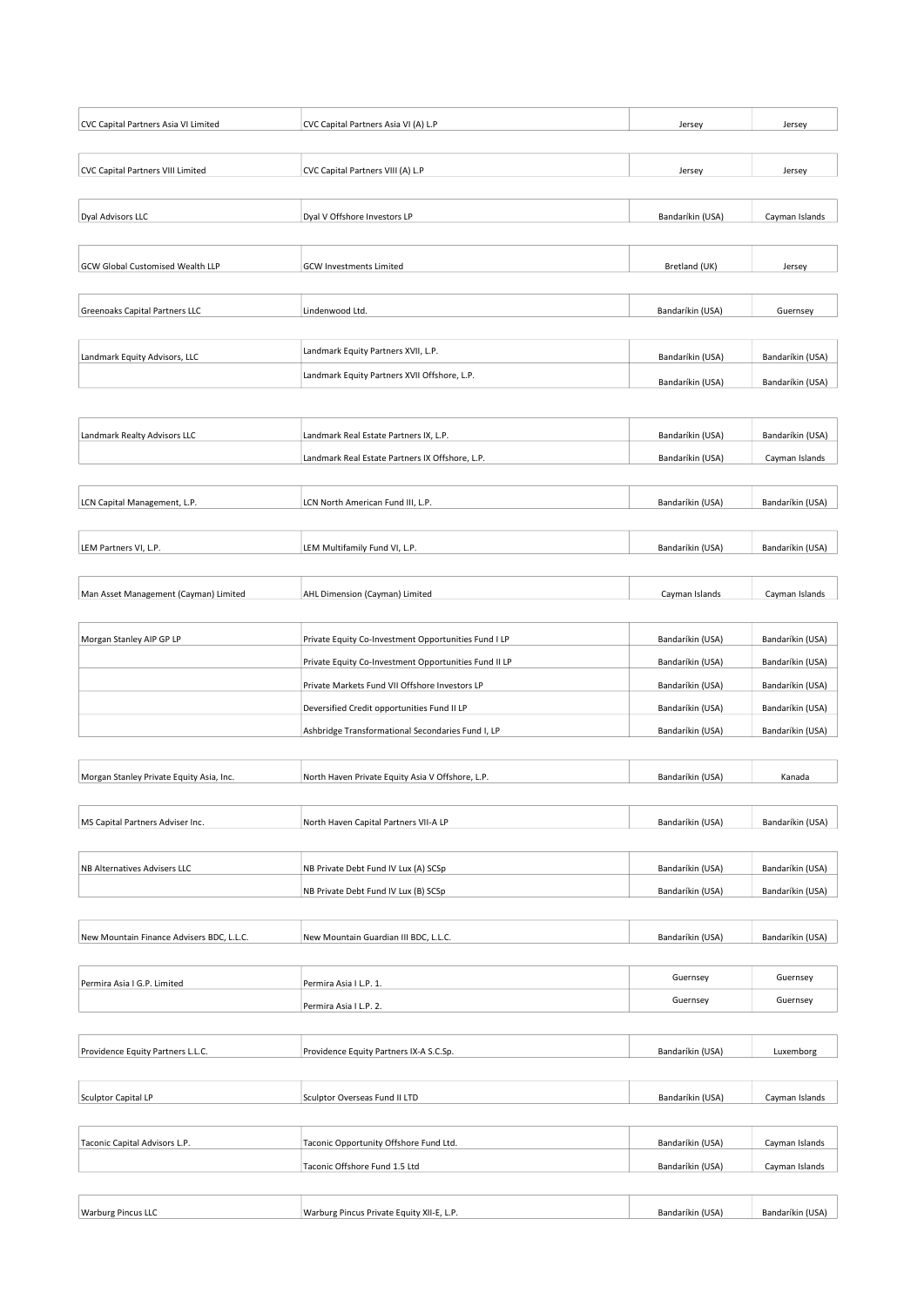| | | | |
|---|---|---|---|
| CVC Capital Partners Asia VI Limited | CVC Capital Partners Asia VI (A) L.P | Jersey | Jersey |
| CVC Capital Partners VIII Limited | CVC Capital Partners VIII (A) L.P | Jersey | Jersey |
| Dyal Advisors LLC | Dyal V Offshore Investors LP | Bandaríkin (USA) | Cayman Islands |
| GCW Global Customised Wealth LLP | GCW Investments Limited | Bretland (UK) | Jersey |
| Greenoaks Capital Partners LLC | Lindenwood Ltd. | Bandaríkin (USA) | Guernsey |
| Landmark Equity Advisors, LLC | Landmark Equity Partners XVII, L.P. | Bandaríkin (USA) | Bandaríkin (USA) |
| | Landmark Equity Partners XVII Offshore, L.P. | Bandaríkin (USA) | Bandaríkin (USA) |
| Landmark Realty Advisors LLC | Landmark Real Estate Partners IX, L.P. | Bandaríkin (USA) | Bandaríkin (USA) |
| | Landmark Real Estate Partners IX Offshore, L.P. | Bandaríkin (USA) | Cayman Islands |
| LCN Capital Management, L.P. | LCN North American Fund III, L.P. | Bandaríkin (USA) | Bandaríkin (USA) |
| LEM Partners VI, L.P. | LEM Multifamily Fund VI, L.P. | Bandaríkin (USA) | Bandaríkin (USA) |
| Man Asset Management (Cayman) Limited | AHL Dimension (Cayman) Limited | Cayman Islands | Cayman Islands |
| Morgan Stanley AIP GP LP | Private Equity Co-Investment Opportunities Fund I LP | Bandaríkin (USA) | Bandaríkin (USA) |
| | Private Equity Co-Investment Opportunities Fund II LP | Bandaríkin (USA) | Bandaríkin (USA) |
| | Private Markets Fund VII Offshore Investors LP | Bandaríkin (USA) | Bandaríkin (USA) |
| | Deversified Credit opportunities Fund II LP | Bandaríkin (USA) | Bandaríkin (USA) |
| | Ashbridge Transformational Secondaries Fund I, LP | Bandaríkin (USA) | Bandaríkin (USA) |
| Morgan Stanley Private Equity Asia, Inc. | North Haven Private Equity Asia V Offshore, L.P. | Bandaríkin (USA) | Kanada |
| MS Capital Partners Adviser Inc. | North Haven Capital Partners VII-A LP | Bandaríkin (USA) | Bandaríkin (USA) |
| NB Alternatives Advisers LLC | NB Private Debt Fund IV Lux (A) SCSp | Bandaríkin (USA) | Bandaríkin (USA) |
| | NB Private Debt Fund IV Lux (B) SCSp | Bandaríkin (USA) | Bandaríkin (USA) |
| New Mountain Finance Advisers BDC, L.L.C. | New Mountain Guardian III BDC, L.L.C. | Bandaríkin (USA) | Bandaríkin (USA) |
| Permira Asia I G.P. Limited | Permira Asia I L.P. 1. | Guernsey | Guernsey |
| | Permira Asia I L.P. 2. | Guernsey | Guernsey |
| Providence Equity Partners L.L.C. | Providence Equity Partners IX-A S.C.Sp. | Bandaríkin (USA) | Luxemborg |
| Sculptor Capital LP | Sculptor Overseas Fund II LTD | Bandaríkin (USA) | Cayman Islands |
| Taconic Capital Advisors L.P. | Taconic Opportunity Offshore Fund Ltd. | Bandaríkin (USA) | Cayman Islands |
| | Taconic Offshore Fund 1.5 Ltd | Bandaríkin (USA) | Cayman Islands |
| Warburg Pincus LLC | Warburg Pincus Private Equity XII-E, L.P. | Bandaríkin (USA) | Bandaríkin (USA) |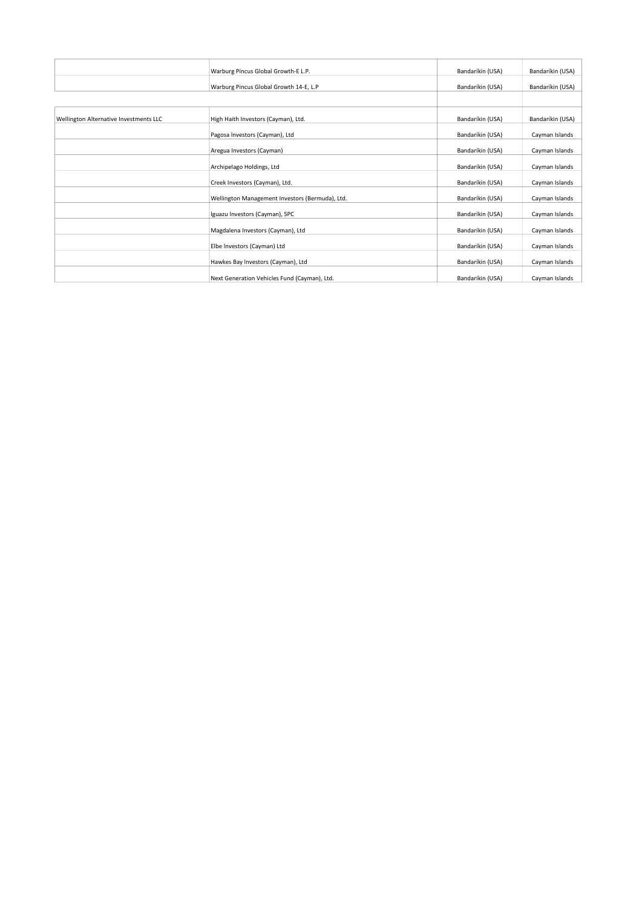| | | | |
|---|---|---|---|
| | Warburg Pincus Global Growth-E L.P. | Bandaríkin (USA) | Bandaríkin (USA) |
| | Warburg Pincus Global Growth 14-E, L.P | Bandaríkin (USA) | Bandaríkin (USA) |
| | | | |
| Wellington Alternative Investments LLC | High Haith Investors (Cayman), Ltd. | Bandaríkin (USA) | Bandaríkin (USA) |
| | Pagosa Investors (Cayman), Ltd | Bandaríkin (USA) | Cayman Islands |
| | Aregua Investors (Cayman) | Bandaríkin (USA) | Cayman Islands |
| | Archipelago Holdings, Ltd | Bandaríkin (USA) | Cayman Islands |
| | Creek Investors (Cayman), Ltd. | Bandaríkin (USA) | Cayman Islands |
| | Wellington Management Investors (Bermuda), Ltd. | Bandaríkin (USA) | Cayman Islands |
| | Iguazu Investors (Cayman), SPC | Bandaríkin (USA) | Cayman Islands |
| | Magdalena Investors (Cayman), Ltd | Bandaríkin (USA) | Cayman Islands |
| | Elbe Investors (Cayman) Ltd | Bandaríkin (USA) | Cayman Islands |
| | Hawkes Bay Investors (Cayman), Ltd | Bandaríkin (USA) | Cayman Islands |
| | Next Generation Vehicles Fund (Cayman), Ltd. | Bandaríkin (USA) | Cayman Islands |